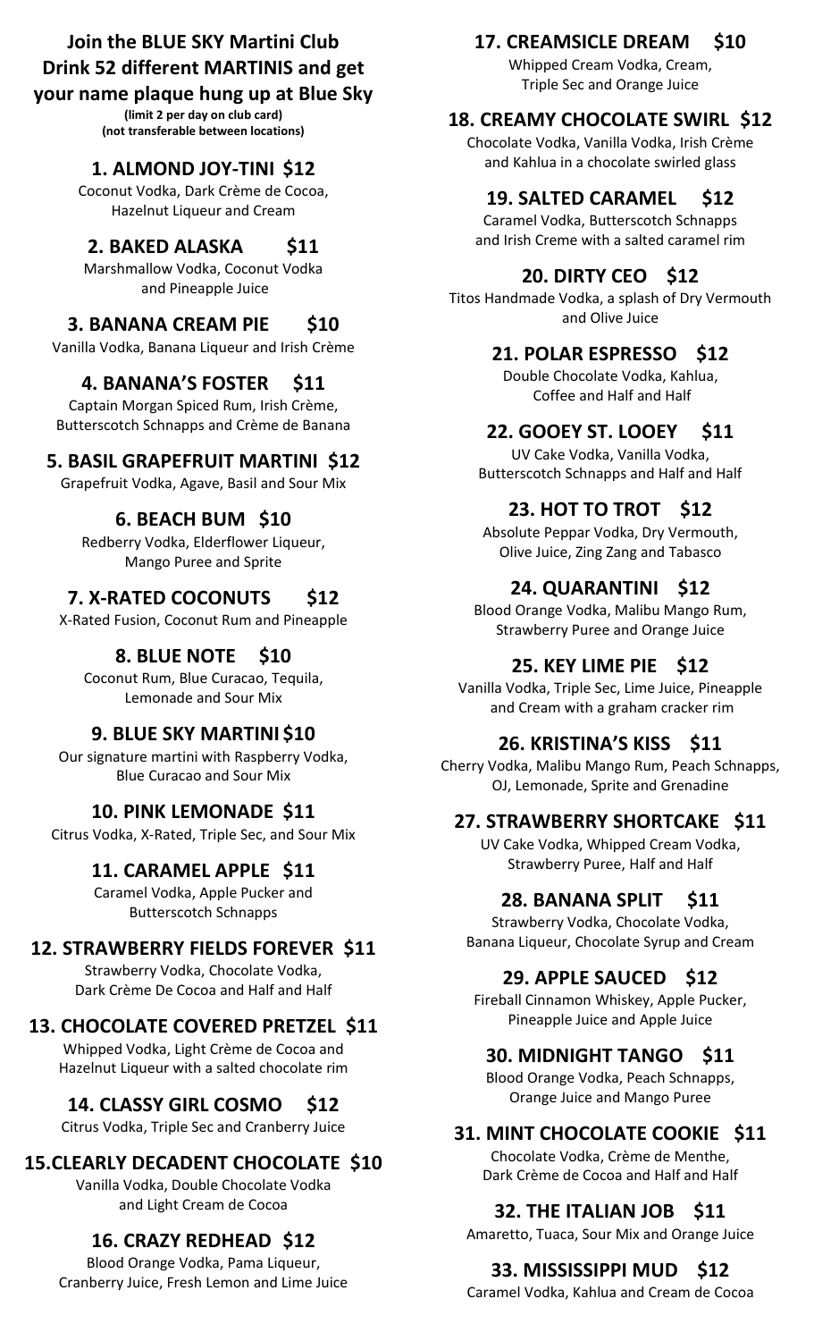**Join the BLUE SKY Martini Club**
**Drink 52 different MARTINIS and get your name plaque hung up at Blue Sky**

**(limit 2 per day on club card)**
**(not transferable between locations)**

### 1. ALMOND JOY-TINI $12
Coconut Vodka, Dark Crème de Cocoa, Hazelnut Liqueur and Cream

### 2. BAKED ALASKA $11
Marshmallow Vodka, Coconut Vodka and Pineapple Juice

### 3. BANANA CREAM PIE $10
Vanilla Vodka, Banana Liqueur and Irish Crème

### 4. BANANA'S FOSTER $11
Captain Morgan Spiced Rum, Irish Crème, Butterscotch Schnapps and Crème de Banana

### 5. BASIL GRAPEFRUIT MARTINI $12
Grapefruit Vodka, Agave, Basil and Sour Mix

### 6. BEACH BUM $10
Redberry Vodka, Elderflower Liqueur, Mango Puree and Sprite

### 7. X-RATED COCONUTS $12
X-Rated Fusion, Coconut Rum and Pineapple

### 8. BLUE NOTE $10
Coconut Rum, Blue Curacao, Tequila, Lemonade and Sour Mix

### 9. BLUE SKY MARTINI $10
Our signature martini with Raspberry Vodka, Blue Curacao and Sour Mix

### 10. PINK LEMONADE $11
Citrus Vodka, X-Rated, Triple Sec, and Sour Mix

### 11. CARAMEL APPLE $11
Caramel Vodka, Apple Pucker and Butterscotch Schnapps

### 12. STRAWBERRY FIELDS FOREVER $11
Strawberry Vodka, Chocolate Vodka, Dark Crème De Cocoa and Half and Half

### 13. CHOCOLATE COVERED PRETZEL $11
Whipped Vodka, Light Crème de Cocoa and Hazelnut Liqueur with a salted chocolate rim

### 14. CLASSY GIRL COSMO $12
Citrus Vodka, Triple Sec and Cranberry Juice

### 15.CLEARLY DECADENT CHOCOLATE $10
Vanilla Vodka, Double Chocolate Vodka and Light Cream de Cocoa

### 16. CRAZY REDHEAD $12
Blood Orange Vodka, Pama Liqueur, Cranberry Juice, Fresh Lemon and Lime Juice

### 17. CREAMSICLE DREAM $10
Whipped Cream Vodka, Cream, Triple Sec and Orange Juice

### 18. CREAMY CHOCOLATE SWIRL $12
Chocolate Vodka, Vanilla Vodka, Irish Crème and Kahlua in a chocolate swirled glass

### 19. SALTED CARAMEL $12
Caramel Vodka, Butterscotch Schnapps and Irish Creme with a salted caramel rim

### 20. DIRTY CEO $12
Titos Handmade Vodka, a splash of Dry Vermouth and Olive Juice

### 21. POLAR ESPRESSO $12
Double Chocolate Vodka, Kahlua, Coffee and Half and Half

### 22. GOOEY ST. LOOEY $11
UV Cake Vodka, Vanilla Vodka, Butterscotch Schnapps and Half and Half

### 23. HOT TO TROT $12
Absolute Peppar Vodka, Dry Vermouth, Olive Juice, Zing Zang and Tabasco

### 24. QUARANTINI $12
Blood Orange Vodka, Malibu Mango Rum, Strawberry Puree and Orange Juice

### 25. KEY LIME PIE $12
Vanilla Vodka, Triple Sec, Lime Juice, Pineapple and Cream with a graham cracker rim

### 26. KRISTINA'S KISS $11
Cherry Vodka, Malibu Mango Rum, Peach Schnapps, OJ, Lemonade, Sprite and Grenadine

### 27. STRAWBERRY SHORTCAKE $11
UV Cake Vodka, Whipped Cream Vodka, Strawberry Puree, Half and Half

### 28. BANANA SPLIT $11
Strawberry Vodka, Chocolate Vodka, Banana Liqueur, Chocolate Syrup and Cream

### 29. APPLE SAUCED $12
Fireball Cinnamon Whiskey, Apple Pucker, Pineapple Juice and Apple Juice

### 30. MIDNIGHT TANGO $11
Blood Orange Vodka, Peach Schnapps, Orange Juice and Mango Puree

### 31. MINT CHOCOLATE COOKIE $11
Chocolate Vodka, Crème de Menthe, Dark Crème de Cocoa and Half and Half

### 32. THE ITALIAN JOB $11
Amaretto, Tuaca, Sour Mix and Orange Juice

### 33. MISSISSIPPI MUD $12
Caramel Vodka, Kahlua and Cream de Cocoa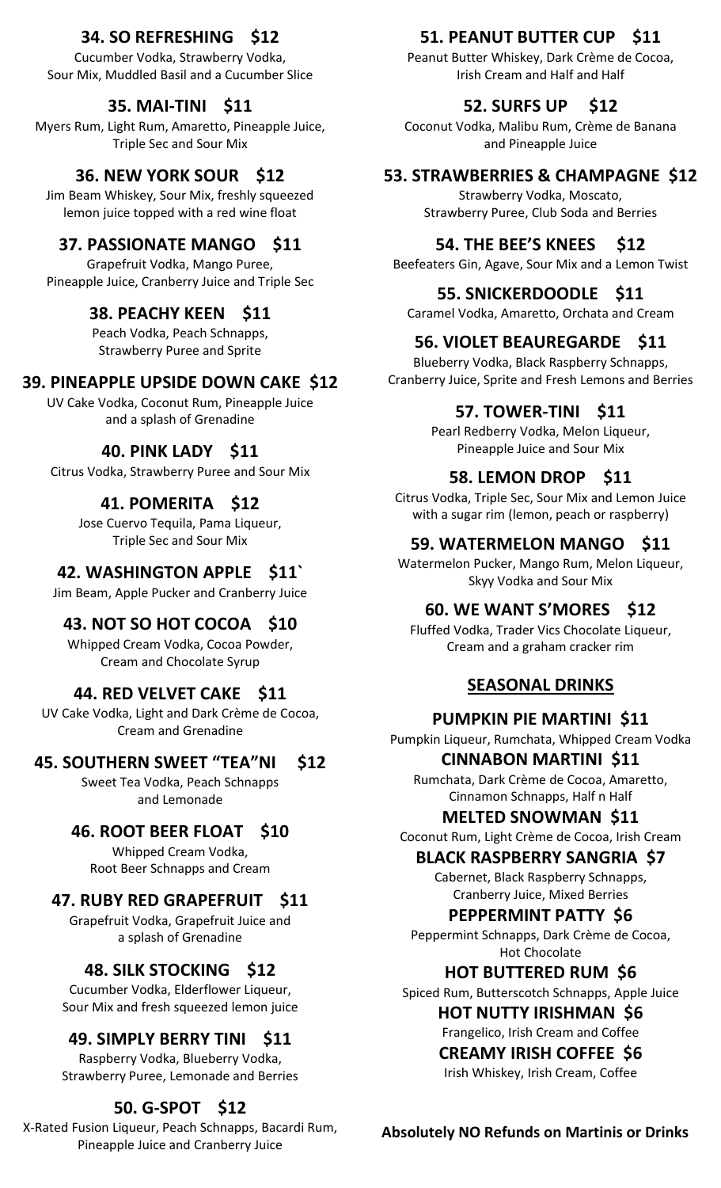### 34. SO REFRESHING $12

Cucumber Vodka, Strawberry Vodka, Sour Mix, Muddled Basil and a Cucumber Slice

### 35. MAI-TINI $11

Myers Rum, Light Rum, Amaretto, Pineapple Juice, Triple Sec and Sour Mix

### 36. NEW YORK SOUR $12

Jim Beam Whiskey, Sour Mix, freshly squeezed lemon juice topped with a red wine float

### 37. PASSIONATE MANGO $11

Grapefruit Vodka, Mango Puree, Pineapple Juice, Cranberry Juice and Triple Sec

### 38. PEACHY KEEN $11

Peach Vodka, Peach Schnapps, Strawberry Puree and Sprite

### 39. PINEAPPLE UPSIDE DOWN CAKE $12

UV Cake Vodka, Coconut Rum, Pineapple Juice and a splash of Grenadine

### 40. PINK LADY $11

Citrus Vodka, Strawberry Puree and Sour Mix

### 41. POMERITA $12

Jose Cuervo Tequila, Pama Liqueur, Triple Sec and Sour Mix

### 42. WASHINGTON APPLE $11`

Jim Beam, Apple Pucker and Cranberry Juice

### 43. NOT SO HOT COCOA $10

Whipped Cream Vodka, Cocoa Powder, Cream and Chocolate Syrup

### 44. RED VELVET CAKE $11

UV Cake Vodka, Light and Dark Crème de Cocoa, Cream and Grenadine

### 45. SOUTHERN SWEET "TEA"NI $12

Sweet Tea Vodka, Peach Schnapps and Lemonade

### 46. ROOT BEER FLOAT $10

Whipped Cream Vodka, Root Beer Schnapps and Cream

### 47. RUBY RED GRAPEFRUIT $11

Grapefruit Vodka, Grapefruit Juice and a splash of Grenadine

### 48. SILK STOCKING $12

Cucumber Vodka, Elderflower Liqueur, Sour Mix and fresh squeezed lemon juice

### 49. SIMPLY BERRY TINI $11

Raspberry Vodka, Blueberry Vodka, Strawberry Puree, Lemonade and Berries

### 50. G-SPOT $12

X-Rated Fusion Liqueur, Peach Schnapps, Bacardi Rum, Pineapple Juice and Cranberry Juice

### 51. PEANUT BUTTER CUP $11

Peanut Butter Whiskey, Dark Crème de Cocoa, Irish Cream and Half and Half

### 52. SURFS UP $12

Coconut Vodka, Malibu Rum, Crème de Banana and Pineapple Juice

### 53. STRAWBERRIES & CHAMPAGNE $12

Strawberry Vodka, Moscato, Strawberry Puree, Club Soda and Berries

### 54. THE BEE'S KNEES $12

Beefeaters Gin, Agave, Sour Mix and a Lemon Twist

### 55. SNICKERDOODLE $11

Caramel Vodka, Amaretto, Orchata and Cream

### 56. VIOLET BEAUREGARDE $11

Blueberry Vodka, Black Raspberry Schnapps, Cranberry Juice, Sprite and Fresh Lemons and Berries

### 57. TOWER-TINI $11

Pearl Redberry Vodka, Melon Liqueur, Pineapple Juice and Sour Mix

### 58. LEMON DROP $11

Citrus Vodka, Triple Sec, Sour Mix and Lemon Juice with a sugar rim (lemon, peach or raspberry)

### 59. WATERMELON MANGO $11

Watermelon Pucker, Mango Rum, Melon Liqueur, Skyy Vodka and Sour Mix

### 60. WE WANT S'MORES $12

Fluffed Vodka, Trader Vics Chocolate Liqueur, Cream and a graham cracker rim

## SEASONAL DRINKS

### PUMPKIN PIE MARTINI $11

Pumpkin Liqueur, Rumchata, Whipped Cream Vodka

### CINNABON MARTINI $11

Rumchata, Dark Crème de Cocoa, Amaretto, Cinnamon Schnapps, Half n Half

### MELTED SNOWMAN $11

Coconut Rum, Light Crème de Cocoa, Irish Cream

### BLACK RASPBERRY SANGRIA $7

Cabernet, Black Raspberry Schnapps, Cranberry Juice, Mixed Berries

### PEPPERMINT PATTY $6

Peppermint Schnapps, Dark Crème de Cocoa, Hot Chocolate

### HOT BUTTERED RUM $6

Spiced Rum, Butterscotch Schnapps, Apple Juice

### HOT NUTTY IRISHMAN $6

Frangelico, Irish Cream and Coffee

### CREAMY IRISH COFFEE $6

Irish Whiskey, Irish Cream, Coffee

**Absolutely NO Refunds on Martinis or Drinks**